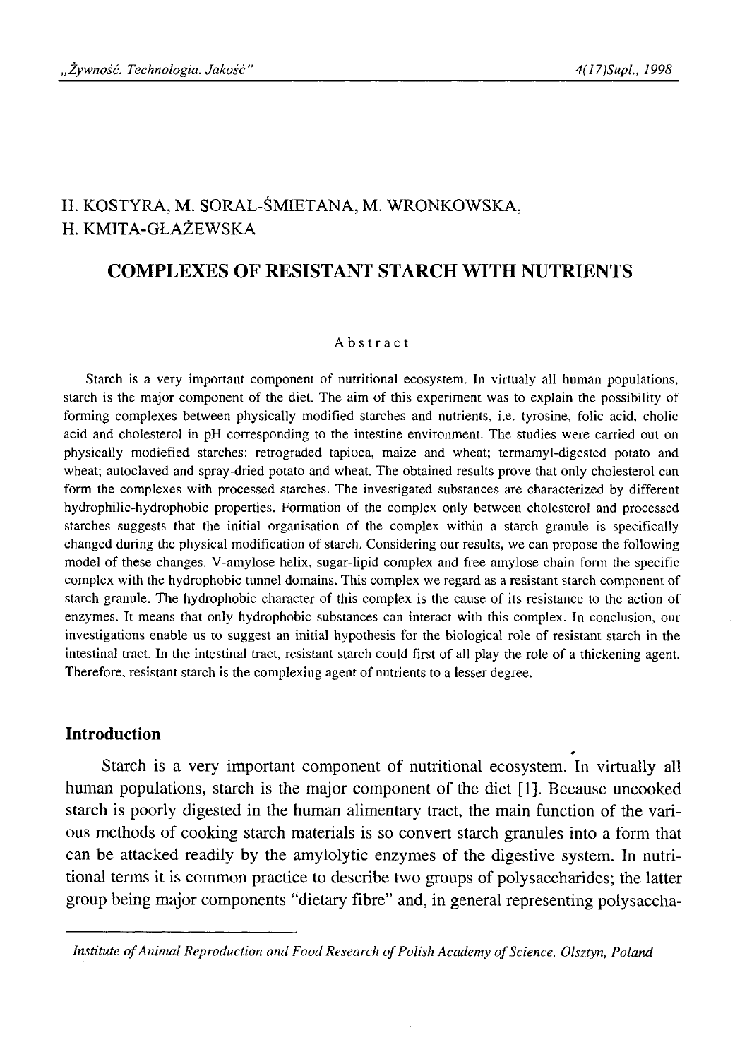H. KOSTYRA, M. SORAL-ŚMIETANA, M. WRONKOWSKA, H. KMITA-GŁAŻEWSKA

# COMPLEXES OF RESISTANT STARCH WITH NUTRIENTS

### Abstract

Starch is a very important component of nutritional ecosystem. In virtualy all human populations, starch is the major component of the diet. The aim of this experiment was to explain the possibility of forming complexes between physically modified starches and nutrients, i.e. tyrosine, folic acid, cholic acid and cholesterol in pH corresponding to the intestine environment. The studies were carried out on physically modiefied starches: retrograded tapioca, maize and wheat; termamyl-digested potato and wheat; autoclaved and spray-dried potato and wheat. The obtained results prove that only cholesterol can form the complexes with processed starches. The investigated substances are characterized by different hydrophilic-hydrophobic properties. Formation of the complex only between cholesterol and processed starches suggests that the initial organisation of the complex within a starch granule is specifically changed during the physical modification of starch. Considering our results, we can propose the following model of these changes. V-amylose helix, sugar-lipid complex and free amylose chain form the specific complex with the hydrophobic tunnel domains. This complex we regard as a resistant starch component of starch granule. The hydrophobic character of this complex is the cause of its resistance to the action of enzymes. It means that only hydrophobic substances can interact with this complex. In conclusion, our investigations enable us to suggest an initial hypothesis for the biological role of resistant starch in the intestinal tract. In the intestinal tract, resistant starch could first of all play the role of a thickening agent. Therefore, resistant starch is the complexing agent of nutrients to a lesser degree.

## Introduction

Starch is a very important component of nutritional ecosystem. In virtually all human populations, starch is the major component of the diet [1]. Because uncooked starch is poorly digested in the human alimentary tract, the main function of the various methods of cooking starch materials is so convert starch granules into a form that can be attacked readily by the amylolytic enzymes of the digestive system. In nutritional terms it is common practice to describe two groups of polysaccharides; the latter group being major components "dietary fibre" and, in general representing polysaccha-

*Institute of Animal Reproduction and Food Research of Polish Academy of Science, Olsztyn, Poland*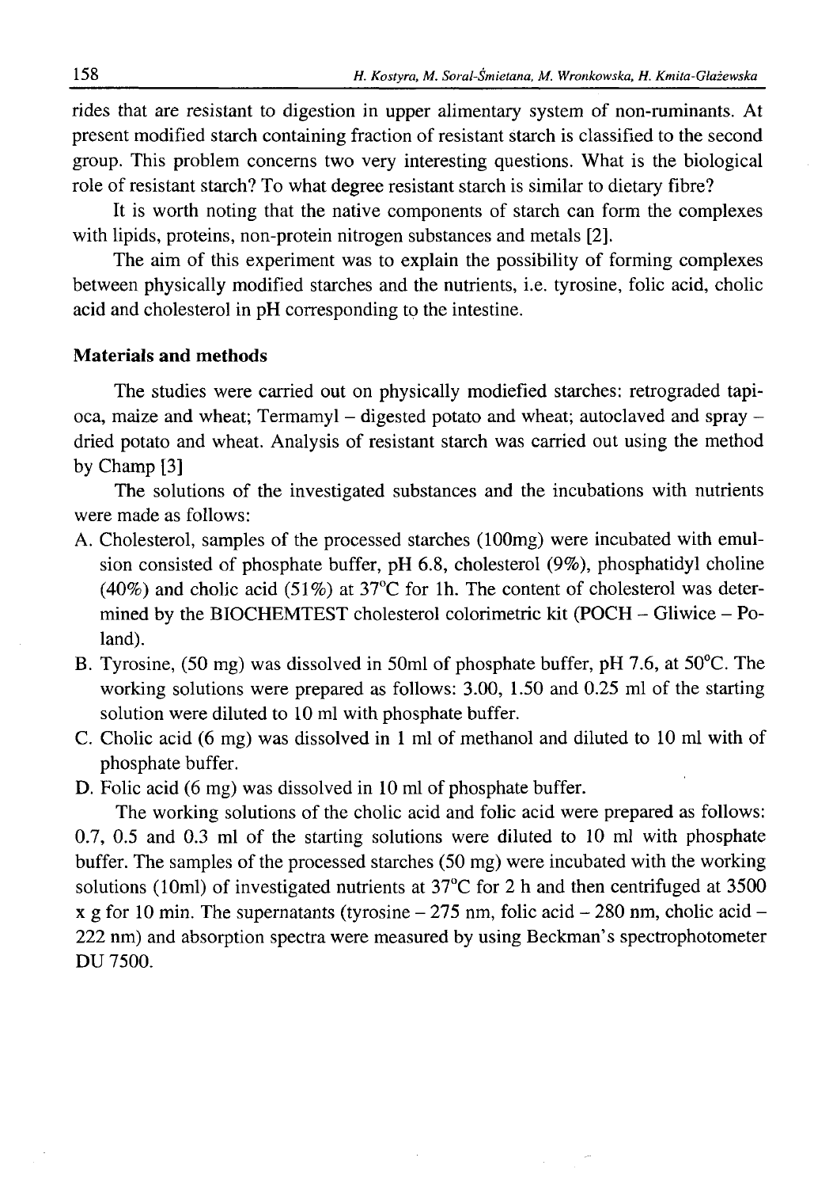rides that are resistant to digestion in upper alimentary system of non-ruminants. At present modified starch containing fraction of resistant starch is classified to the second group. This problem concerns two very interesting questions. What is the biological role of resistant starch? To what degree resistant starch is similar to dietary fibre?

It is worth noting that the native components of starch can form the complexes with lipids, proteins, non-protein nitrogen substances and metals [2].

The aim of this experiment was to explain the possibility of forming complexes between physically modified starches and the nutrients, i.e. tyrosine, folic acid, cholic acid and cholesterol in pH corresponding to the intestine.

## Materials and methods

The studies were carried out on physically modiefied starches: retrograded tapioca, maize and wheat; Termamyl – digested potato and wheat; autoclaved and spray – dried potato and wheat. Analysis of resistant starch was carried out using the method by Champ [3]

The solutions of the investigated substances and the incubations with nutrients were made as follows:

A. Cholesterol, samples of the processed starches (100mg) were incubated with emulsion consisted of phosphate buffer, pH 6.8, cholesterol (9%), phosphatidyl choline (40%) and cholic acid (51%) at 37°C for 1h. The content of cholesterol was determined by the BIOCHEMTEST cholesterol colorimetric kit (POCH – Gliwice – Poland).
B. Tyrosine, (50 mg) was dissolved in 50ml of phosphate buffer, pH 7.6, at 50°C. The working solutions were prepared as follows: 3.00, 1.50 and 0.25 ml of the starting solution were diluted to 10 ml with phosphate buffer.
C. Cholic acid (6 mg) was dissolved in 1 ml of methanol and diluted to 10 ml with of phosphate buffer.
D. Folic acid (6 mg) was dissolved in 10 ml of phosphate buffer.

The working solutions of the cholic acid and folic acid were prepared as follows: 0.7, 0.5 and 0.3 ml of the starting solutions were diluted to 10 ml with phosphate buffer. The samples of the processed starches (50 mg) were incubated with the working solutions (10ml) of investigated nutrients at 37°C for 2 h and then centrifuged at 3500 x g for 10 min. The supernatants (tyrosine – 275 nm, folic acid – 280 nm, cholic acid – 222 nm) and absorption spectra were measured by using Beckman's spectrophotometer DU 7500.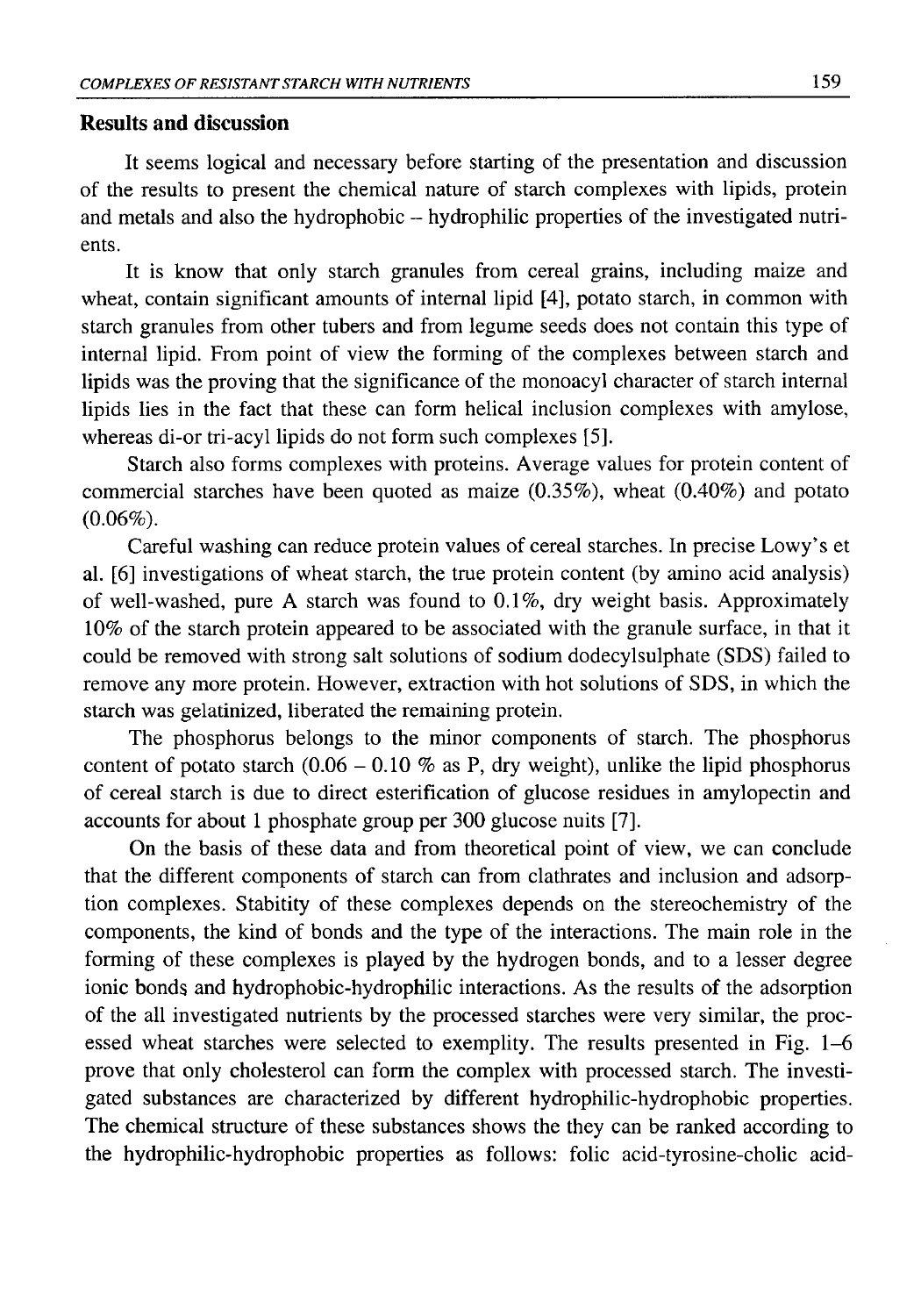## Results and discussion

It seems logical and necessary before starting of the presentation and discussion of the results to present the chemical nature of starch complexes with lipids, protein and metals and also the hydrophobic – hydrophilic properties of the investigated nutrients.

It is know that only starch granules from cereal grains, including maize and wheat, contain significant amounts of internal lipid [4], potato starch, in common with starch granules from other tubers and from legume seeds does not contain this type of internal lipid. From point of view the forming of the complexes between starch and lipids was the proving that the significance of the monoacyl character of starch internal lipids lies in the fact that these can form helical inclusion complexes with amylose, whereas di-or tri-acyl lipids do not form such complexes [5].

Starch also forms complexes with proteins. Average values for protein content of commercial starches have been quoted as maize (0.35%), wheat (0.40%) and potato (0.06%).

Careful washing can reduce protein values of cereal starches. In precise Lowy's et al. [6] investigations of wheat starch, the true protein content (by amino acid analysis) of well-washed, pure A starch was found to 0.1%, dry weight basis. Approximately 10% of the starch protein appeared to be associated with the granule surface, in that it could be removed with strong salt solutions of sodium dodecylsulphate (SDS) failed to remove any more protein. However, extraction with hot solutions of SDS, in which the starch was gelatinized, liberated the remaining protein.

The phosphorus belongs to the minor components of starch. The phosphorus content of potato starch (0.06 – 0.10 % as P, dry weight), unlike the lipid phosphorus of cereal starch is due to direct esterification of glucose residues in amylopectin and accounts for about 1 phosphate group per 300 glucose nuits [7].

On the basis of these data and from theoretical point of view, we can conclude that the different components of starch can from clathrates and inclusion and adsorption complexes. Stabitity of these complexes depends on the stereochemistry of the components, the kind of bonds and the type of the interactions. The main role in the forming of these complexes is played by the hydrogen bonds, and to a lesser degree ionic bonds and hydrophobic-hydrophilic interactions. As the results of the adsorption of the all investigated nutrients by the processed starches were very similar, the processed wheat starches were selected to exemplity. The results presented in Fig. 1–6 prove that only cholesterol can form the complex with processed starch. The investigated substances are characterized by different hydrophilic-hydrophobic properties. The chemical structure of these substances shows the they can be ranked according to the hydrophilic-hydrophobic properties as follows: folic acid-tyrosine-cholic acid-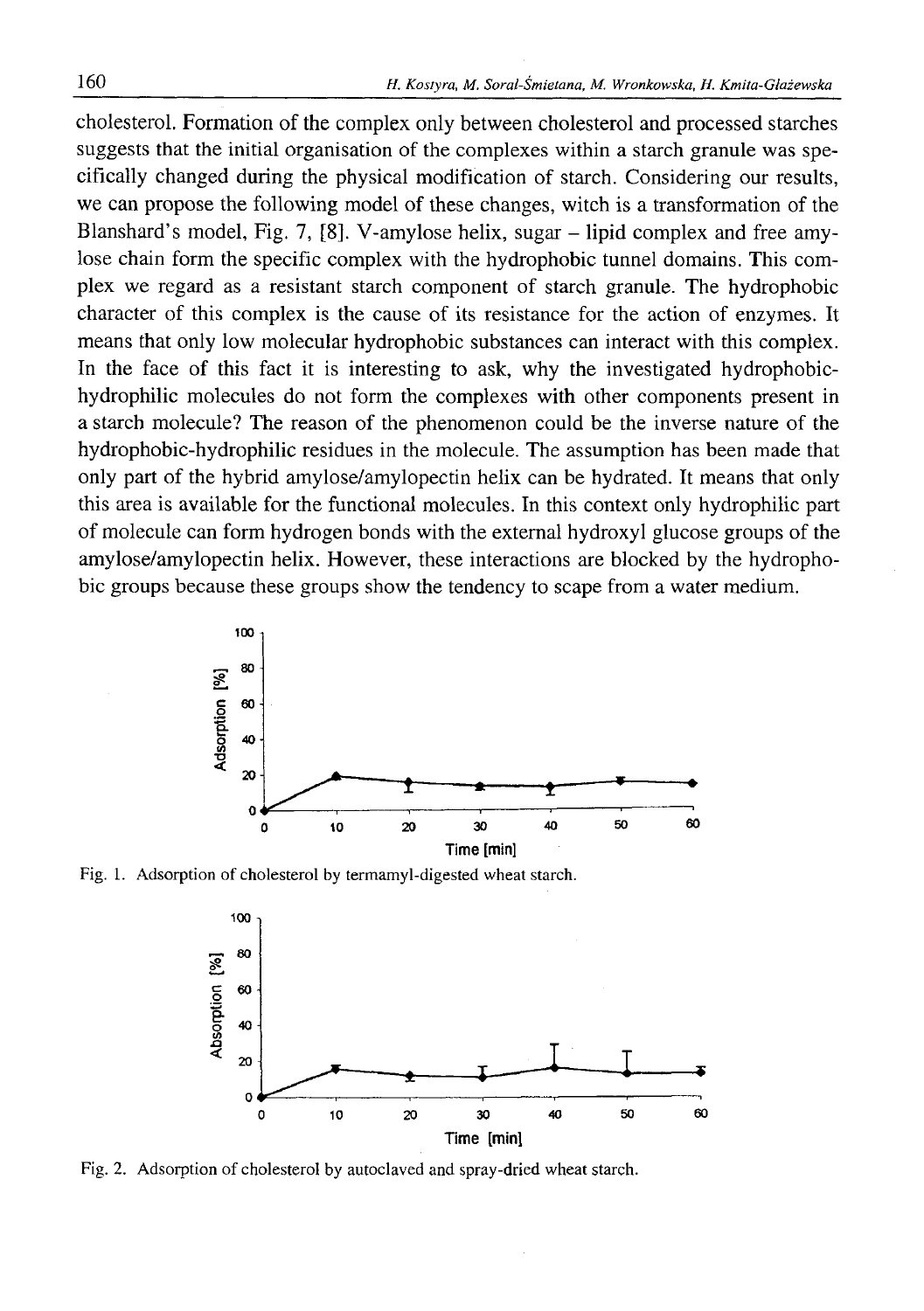cholesterol. Formation of the complex only between cholesterol and processed starches suggests that the initial organisation of the complexes within a starch granule was specifically changed during the physical modification of starch. Considering our results, we can propose the following model of these changes, witch is a transformation of the Blanshard's model, Fig. 7, [8]. V-amylose helix, sugar – lipid complex and free amylose chain form the specific complex with the hydrophobic tunnel domains. This complex we regard as a resistant starch component of starch granule. The hydrophobic character of this complex is the cause of its resistance for the action of enzymes. It means that only low molecular hydrophobic substances can interact with this complex. In the face of this fact it is interesting to ask, why the investigated hydrophobic-hydrophilic molecules do not form the complexes with other components present in a starch molecule? The reason of the phenomenon could be the inverse nature of the hydrophobic-hydrophilic residues in the molecule. The assumption has been made that only part of the hybrid amylose/amylopectin helix can be hydrated. It means that only this area is available for the functional molecules. In this context only hydrophilic part of molecule can form hydrogen bonds with the external hydroxyl glucose groups of the amylose/amylopectin helix. However, these interactions are blocked by the hydrophobic groups because these groups show the tendency to scape from a water medium.

Fig. 1. Adsorption of cholesterol by termamyl-digested wheat starch.

Fig. 2. Adsorption of cholesterol by autoclaved and spray-dried wheat starch.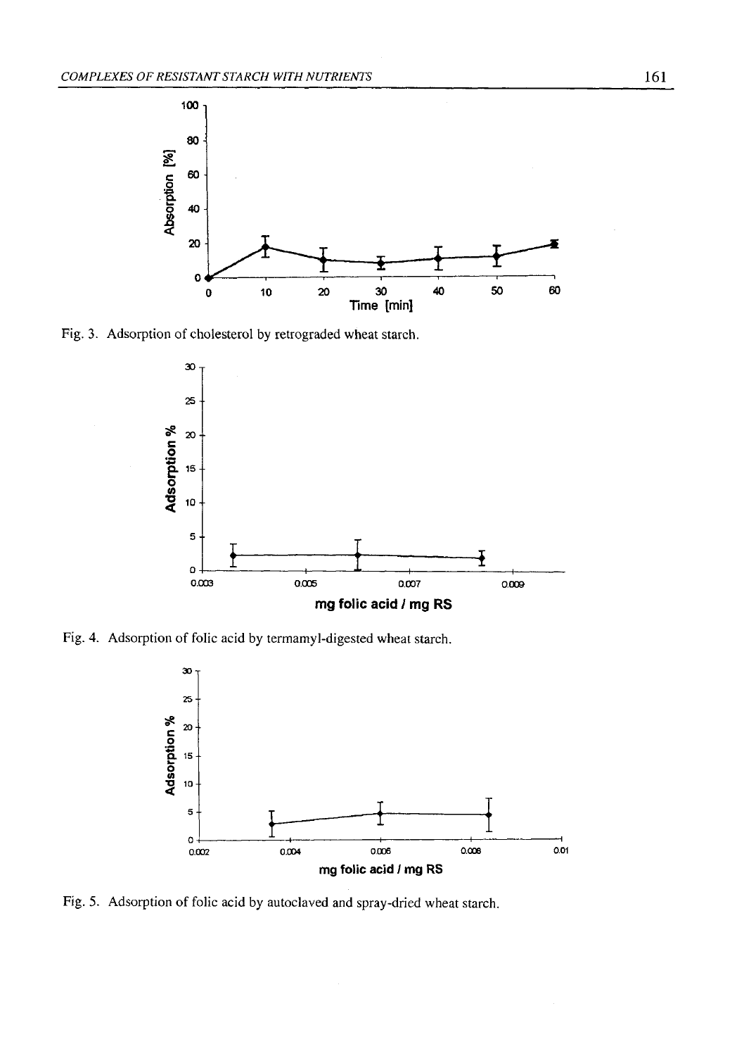Fig. 3. Adsorption of cholesterol by retrograded wheat starch.

Fig. 4. Adsorption of folic acid by termamyl-digested wheat starch.

Fig. 5. Adsorption of folic acid by autoclaved and spray-dried wheat starch.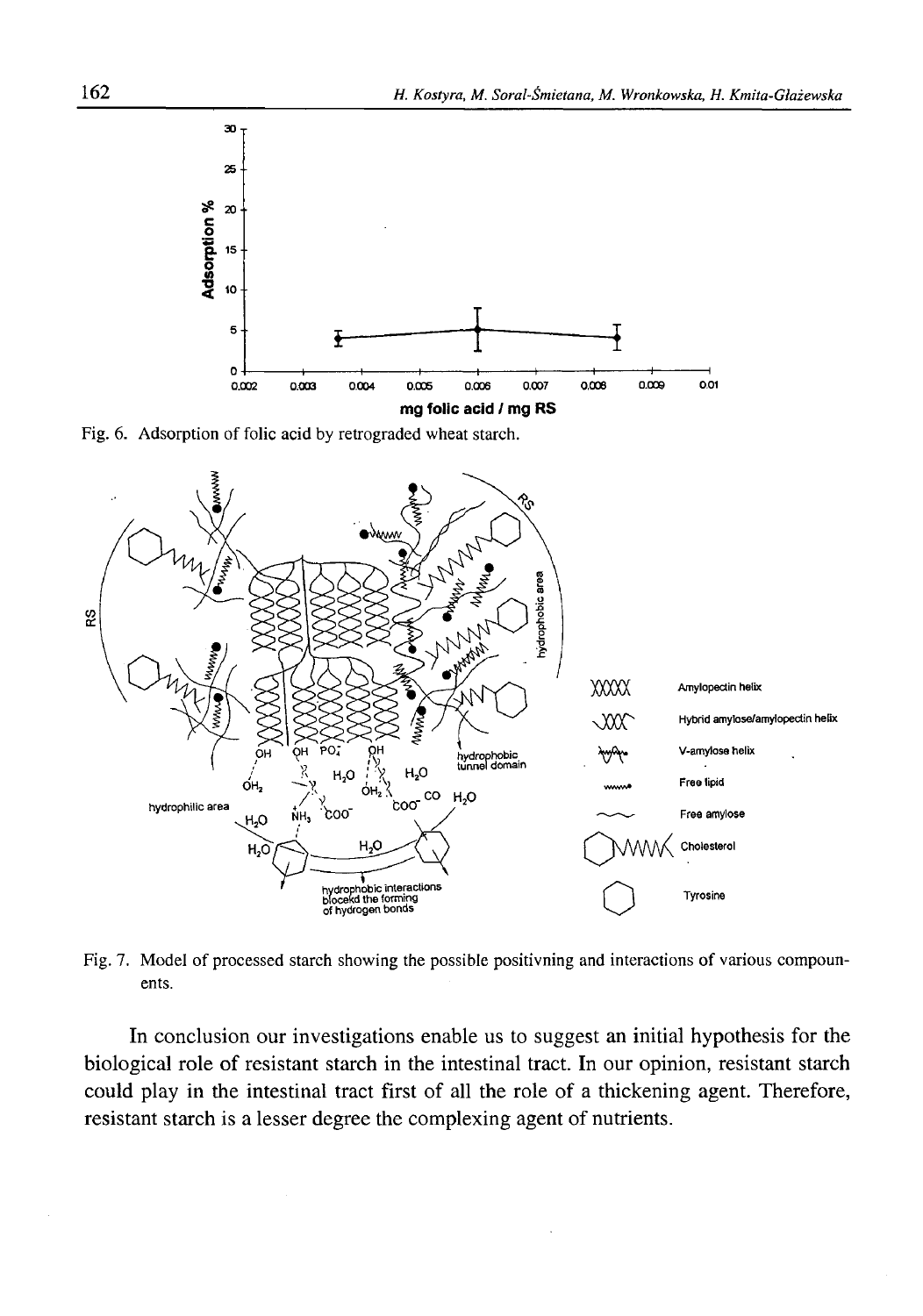Fig. 6. Adsorption of folic acid by retrograded wheat starch.

Fig. 7. Model of processed starch showing the possible positivning and interactions of various compounents.

In conclusion our investigations enable us to suggest an initial hypothesis for the biological role of resistant starch in the intestinal tract. In our opinion, resistant starch could play in the intestinal tract first of all the role of a thickening agent. Therefore, resistant starch is a lesser degree the complexing agent of nutrients.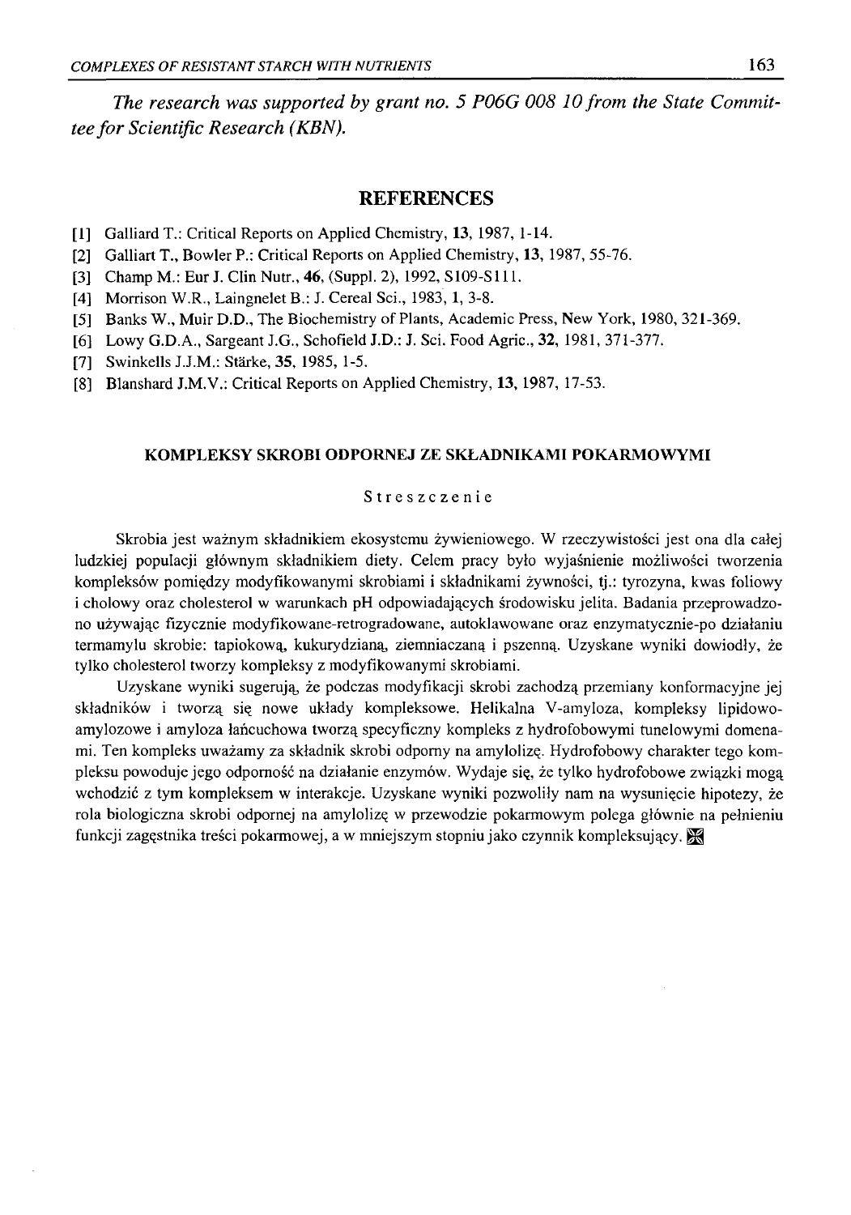*The research was supported by grant no. 5 P06G 008 10 from the State Committee for Scientific Research (KBN).*

## REFERENCES

[1] Galliard T.: Critical Reports on Applied Chemistry, **13**, 1987, 1-14.

[2] Galliart T., Bowler P.: Critical Reports on Applied Chemistry, **13**, 1987, 55-76.

[3] Champ M.: Eur J. Clin Nutr., **46**, (Suppl. 2), 1992, S109-S111.

[4] Morrison W.R., Laingnelet B.: J. Cereal Sci., 1983, **1**, 3-8.

[5] Banks W., Muir D.D., The Biochemistry of Plants, Academic Press, New York, 1980, 321-369.

[6] Lowy G.D.A., Sargeant J.G., Schofield J.D.: J. Sci. Food Agric., **32**, 1981, 371-377.

[7] Swinkells J.J.M.: Stärke, **35**, 1985, 1-5.

[8] Blanshard J.M.V.: Critical Reports on Applied Chemistry, **13**, 1987, 17-53.

### KOMPLEKSY SKROBI ODPORNEJ ZE SKŁADNIKAMI POKARMOWYMI

Streszczenie

Skrobia jest ważnym składnikiem ekosystemu żywieniowego. W rzeczywistości jest ona dla całej ludzkiej populacji głównym składnikiem diety. Celem pracy było wyjaśnienie możliwości tworzenia kompleksów pomiędzy modyfikowanymi skrobiami i składnikami żywności, tj.: tyrozyna, kwas foliowy i cholowy oraz cholesterol w warunkach pH odpowiadających środowisku jelita. Badania przeprowadzono używając fizycznie modyfikowane-retrogradowane, autoklawowane oraz enzymatycznie-po działaniu termamylu skrobie: tapiokową, kukurydzianą, ziemniaczaną i pszenną. Uzyskane wyniki dowiodły, że tylko cholesterol tworzy kompleksy z modyfikowanymi skrobiami.

Uzyskane wyniki sugerują, że podczas modyfikacji skrobi zachodzą przemiany konformacyjne jej składników i tworzą się nowe układy kompleksowe. Helikalna V-amyloza, kompleksy lipidowo-amylozowe i amyloza łańcuchowa tworzą specyficzny kompleks z hydrofobowymi tunelowymi domenami. Ten kompleks uważamy za składnik skrobi odporny na amylolizę. Hydrofobowy charakter tego kompleksu powoduje jego odporność na działanie enzymów. Wydaje się, że tylko hydrofobowe związki mogą wchodzić z tym kompleksem w interakcje. Uzyskane wyniki pozwoliły nam na wysunięcie hipotezy, że rola biologiczna skrobi odpornej na amylolizę w przewodzie pokarmowym polega głównie na pełnieniu funkcji zagęstnika treści pokarmowej, a w mniejszym stopniu jako czynnik kompleksujący.